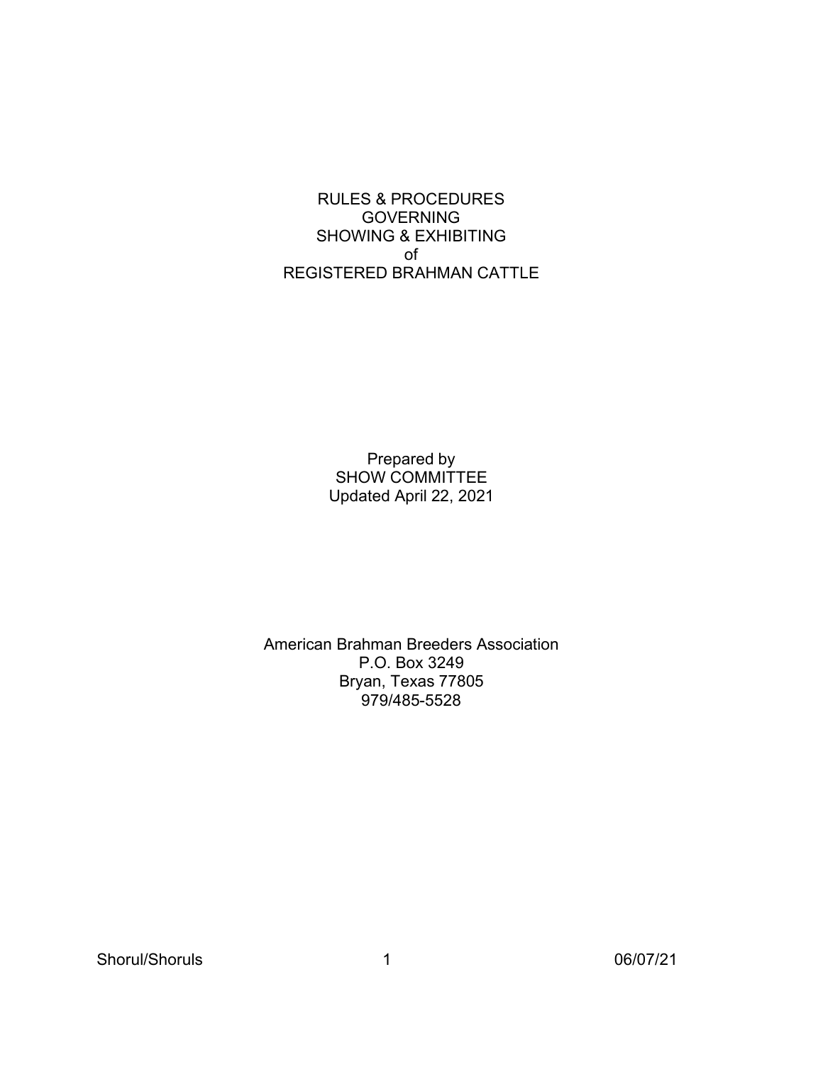# RULES & PROCEDURES GOVERNING SHOWING & EXHIBITING of REGISTERED BRAHMAN CATTLE

Prepared by
SHOW COMMITTEE
Updated April 22, 2021

American Brahman Breeders Association
P.O. Box 3249
Bryan, Texas 77805
979/485-5528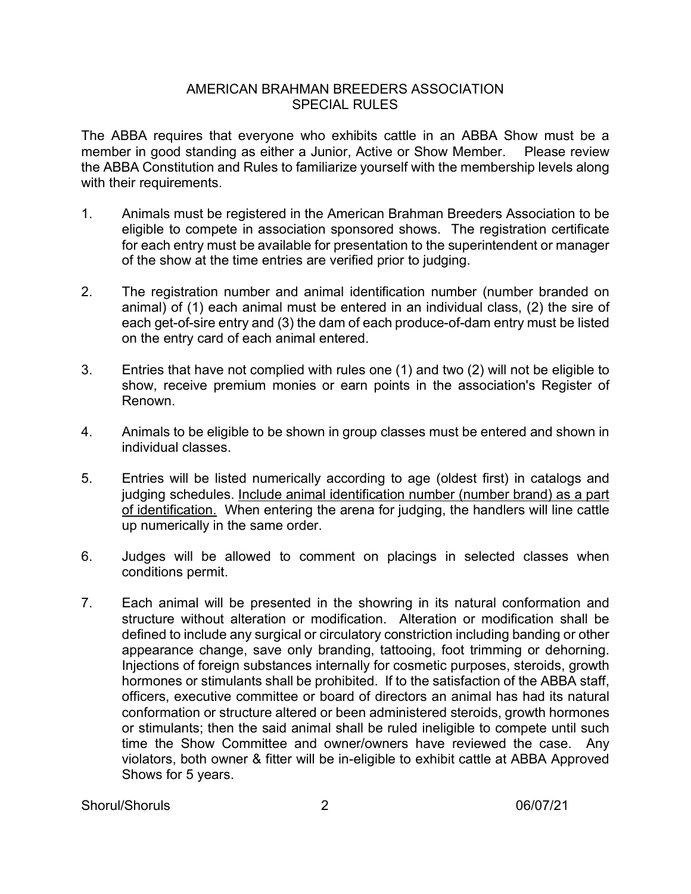# AMERICAN BRAHMAN BREEDERS ASSOCIATION
## SPECIAL RULES

The ABBA requires that everyone who exhibits cattle in an ABBA Show must be a member in good standing as either a Junior, Active or Show Member. Please review the ABBA Constitution and Rules to familiarize yourself with the membership levels along with their requirements.

1. Animals must be registered in the American Brahman Breeders Association to be eligible to compete in association sponsored shows. The registration certificate for each entry must be available for presentation to the superintendent or manager of the show at the time entries are verified prior to judging.

2. The registration number and animal identification number (number branded on animal) of (1) each animal must be entered in an individual class, (2) the sire of each get-of-sire entry and (3) the dam of each produce-of-dam entry must be listed on the entry card of each animal entered.

3. Entries that have not complied with rules one (1) and two (2) will not be eligible to show, receive premium monies or earn points in the association's Register of Renown.

4. Animals to be eligible to be shown in group classes must be entered and shown in individual classes.

5. Entries will be listed numerically according to age (oldest first) in catalogs and judging schedules. <u>Include animal identification number (number brand) as a part of identification.</u> When entering the arena for judging, the handlers will line cattle up numerically in the same order.

6. Judges will be allowed to comment on placings in selected classes when conditions permit.

7. Each animal will be presented in the showring in its natural conformation and structure without alteration or modification. Alteration or modification shall be defined to include any surgical or circulatory constriction including banding or other appearance change, save only branding, tattooing, foot trimming or dehorning. Injections of foreign substances internally for cosmetic purposes, steroids, growth hormones or stimulants shall be prohibited. If to the satisfaction of the ABBA staff, officers, executive committee or board of directors an animal has had its natural conformation or structure altered or been administered steroids, growth hormones or stimulants; then the said animal shall be ruled ineligible to compete until such time the Show Committee and owner/owners have reviewed the case. Any violators, both owner & fitter will be in-eligible to exhibit cattle at ABBA Approved Shows for 5 years.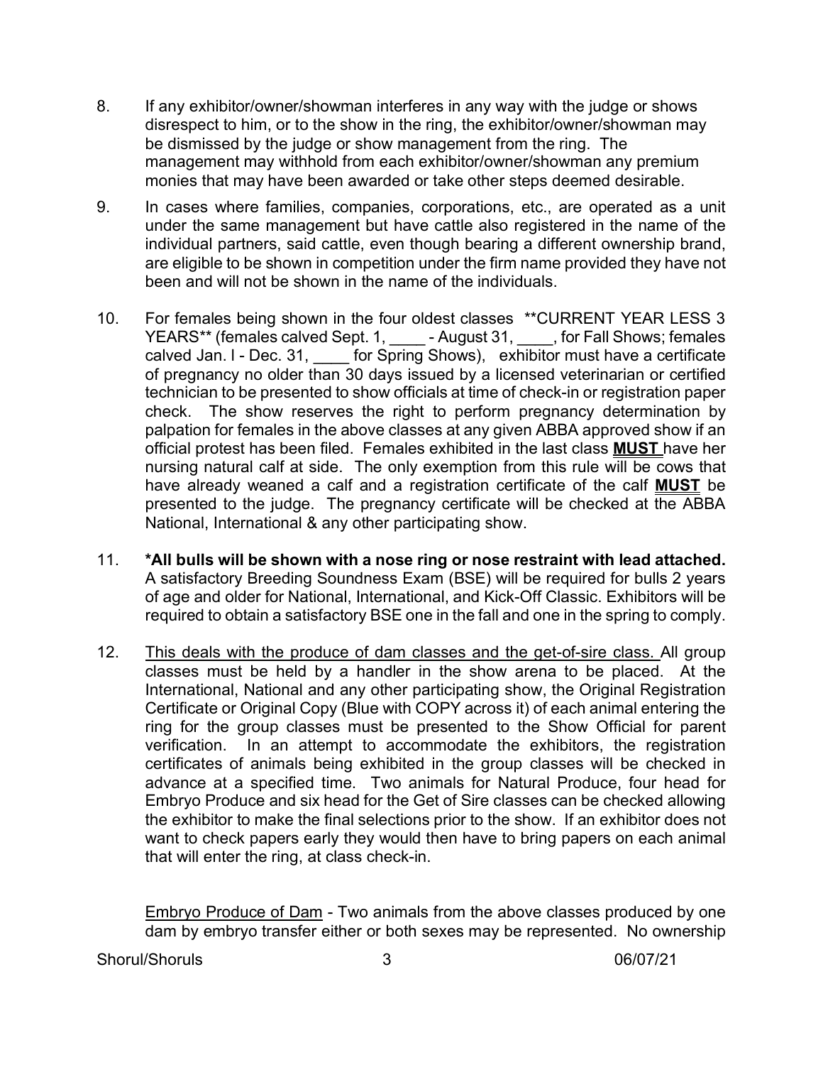8. If any exhibitor/owner/showman interferes in any way with the judge or shows disrespect to him, or to the show in the ring, the exhibitor/owner/showman may be dismissed by the judge or show management from the ring. The management may withhold from each exhibitor/owner/showman any premium monies that may have been awarded or take other steps deemed desirable.

9. In cases where families, companies, corporations, etc., are operated as a unit under the same management but have cattle also registered in the name of the individual partners, said cattle, even though bearing a different ownership brand, are eligible to be shown in competition under the firm name provided they have not been and will not be shown in the name of the individuals.

10. For females being shown in the four oldest classes **CURRENT YEAR LESS 3 YEARS** (females calved Sept. 1, ____ - August 31, ____, for Fall Shows; females calved Jan. l - Dec. 31, ____ for Spring Shows), exhibitor must have a certificate of pregnancy no older than 30 days issued by a licensed veterinarian or certified technician to be presented to show officials at time of check-in or registration paper check. The show reserves the right to perform pregnancy determination by palpation for females in the above classes at any given ABBA approved show if an official protest has been filed. Females exhibited in the last class **MUST** have her nursing natural calf at side. The only exemption from this rule will be cows that have already weaned a calf and a registration certificate of the calf **MUST** be presented to the judge. The pregnancy certificate will be checked at the ABBA National, International & any other participating show.

11. ***All bulls will be shown with a nose ring or nose restraint with lead attached.** A satisfactory Breeding Soundness Exam (BSE) will be required for bulls 2 years of age and older for National, International, and Kick-Off Classic. Exhibitors will be required to obtain a satisfactory BSE one in the fall and one in the spring to comply.

12. This deals with the produce of dam classes and the get-of-sire class. All group classes must be held by a handler in the show arena to be placed. At the International, National and any other participating show, the Original Registration Certificate or Original Copy (Blue with COPY across it) of each animal entering the ring for the group classes must be presented to the Show Official for parent verification. In an attempt to accommodate the exhibitors, the registration certificates of animals being exhibited in the group classes will be checked in advance at a specified time. Two animals for Natural Produce, four head for Embryo Produce and six head for the Get of Sire classes can be checked allowing the exhibitor to make the final selections prior to the show. If an exhibitor does not want to check papers early they would then have to bring papers on each animal that will enter the ring, at class check-in.

    Embryo Produce of Dam - Two animals from the above classes produced by one dam by embryo transfer either or both sexes may be represented. No ownership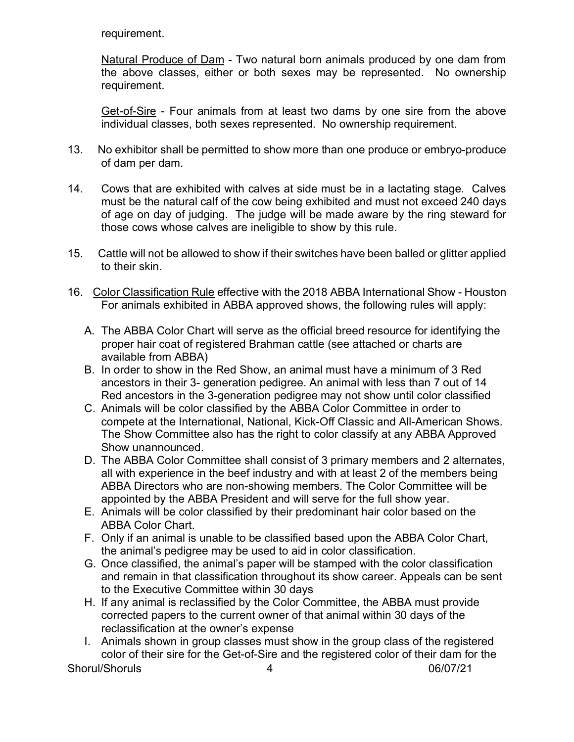requirement.

<u>Natural Produce of Dam</u> - Two natural born animals produced by one dam from the above classes, either or both sexes may be represented. No ownership requirement.

<u>Get-of-Sire</u> - Four animals from at least two dams by one sire from the above individual classes, both sexes represented. No ownership requirement.

13. No exhibitor shall be permitted to show more than one produce or embryo-produce of dam per dam.

14. Cows that are exhibited with calves at side must be in a lactating stage. Calves must be the natural calf of the cow being exhibited and must not exceed 240 days of age on day of judging. The judge will be made aware by the ring steward for those cows whose calves are ineligible to show by this rule.

15. Cattle will not be allowed to show if their switches have been balled or glitter applied to their skin.

16. <u>Color Classification Rule</u> effective with the 2018 ABBA International Show - Houston For animals exhibited in ABBA approved shows, the following rules will apply:

    A. The ABBA Color Chart will serve as the official breed resource for identifying the proper hair coat of registered Brahman cattle (see attached or charts are available from ABBA)
    B. In order to show in the Red Show, an animal must have a minimum of 3 Red ancestors in their 3- generation pedigree. An animal with less than 7 out of 14 Red ancestors in the 3-generation pedigree may not show until color classified
    C. Animals will be color classified by the ABBA Color Committee in order to compete at the International, National, Kick-Off Classic and All-American Shows. The Show Committee also has the right to color classify at any ABBA Approved Show unannounced.
    D. The ABBA Color Committee shall consist of 3 primary members and 2 alternates, all with experience in the beef industry and with at least 2 of the members being ABBA Directors who are non-showing members. The Color Committee will be appointed by the ABBA President and will serve for the full show year.
    E. Animals will be color classified by their predominant hair color based on the ABBA Color Chart.
    F. Only if an animal is unable to be classified based upon the ABBA Color Chart, the animal's pedigree may be used to aid in color classification.
    G. Once classified, the animal's paper will be stamped with the color classification and remain in that classification throughout its show career. Appeals can be sent to the Executive Committee within 30 days
    H. If any animal is reclassified by the Color Committee, the ABBA must provide corrected papers to the current owner of that animal within 30 days of the reclassification at the owner's expense
    I. Animals shown in group classes must show in the group class of the registered color of their sire for the Get-of-Sire and the registered color of their dam for the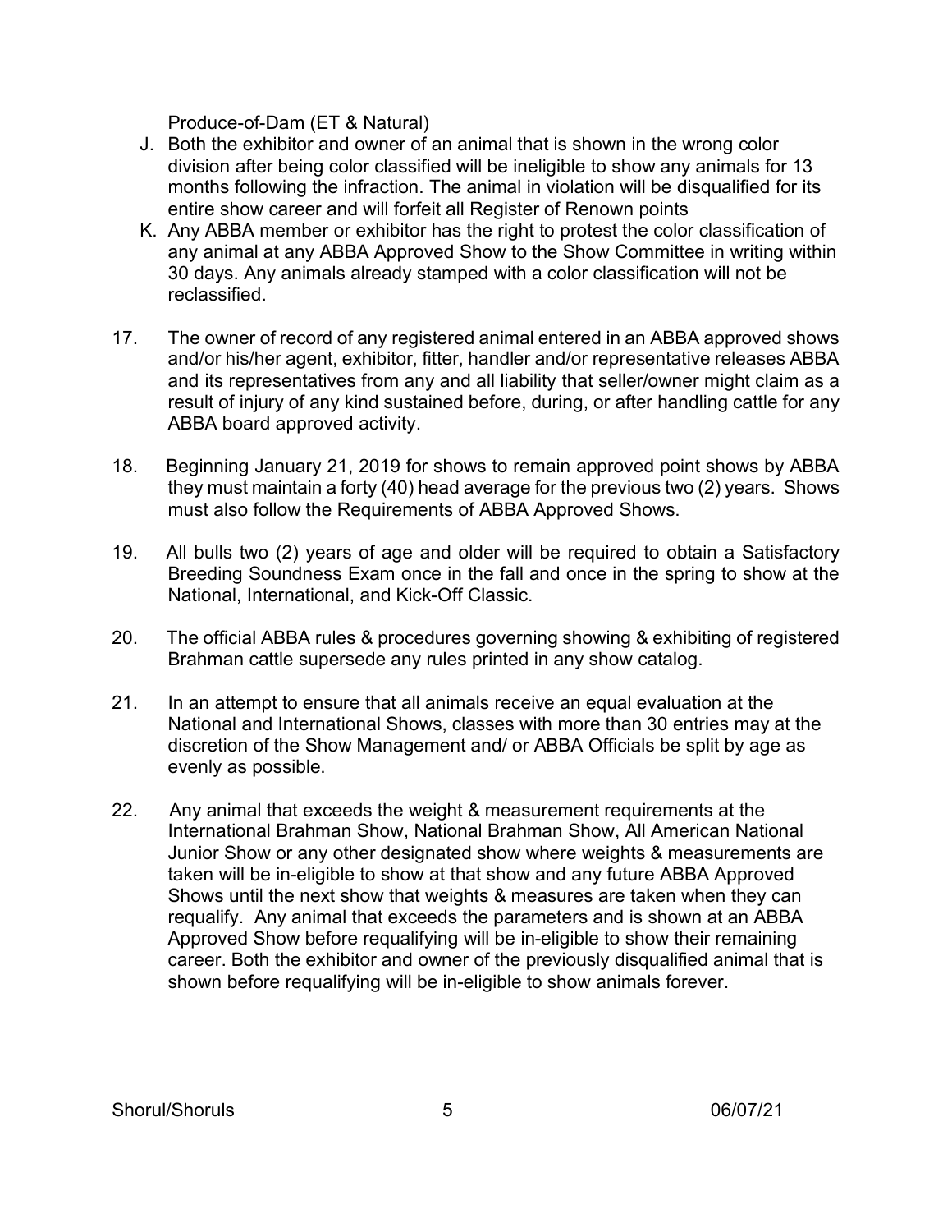Produce-of-Dam (ET & Natural)

J. Both the exhibitor and owner of an animal that is shown in the wrong color division after being color classified will be ineligible to show any animals for 13 months following the infraction. The animal in violation will be disqualified for its entire show career and will forfeit all Register of Renown points

K. Any ABBA member or exhibitor has the right to protest the color classification of any animal at any ABBA Approved Show to the Show Committee in writing within 30 days. Any animals already stamped with a color classification will not be reclassified.

17. The owner of record of any registered animal entered in an ABBA approved shows and/or his/her agent, exhibitor, fitter, handler and/or representative releases ABBA and its representatives from any and all liability that seller/owner might claim as a result of injury of any kind sustained before, during, or after handling cattle for any ABBA board approved activity.

18. Beginning January 21, 2019 for shows to remain approved point shows by ABBA they must maintain a forty (40) head average for the previous two (2) years. Shows must also follow the Requirements of ABBA Approved Shows.

19. All bulls two (2) years of age and older will be required to obtain a Satisfactory Breeding Soundness Exam once in the fall and once in the spring to show at the National, International, and Kick-Off Classic.

20. The official ABBA rules & procedures governing showing & exhibiting of registered Brahman cattle supersede any rules printed in any show catalog.

21. In an attempt to ensure that all animals receive an equal evaluation at the National and International Shows, classes with more than 30 entries may at the discretion of the Show Management and/ or ABBA Officials be split by age as evenly as possible.

22. Any animal that exceeds the weight & measurement requirements at the International Brahman Show, National Brahman Show, All American National Junior Show or any other designated show where weights & measurements are taken will be in-eligible to show at that show and any future ABBA Approved Shows until the next show that weights & measures are taken when they can requalify. Any animal that exceeds the parameters and is shown at an ABBA Approved Show before requalifying will be in-eligible to show their remaining career. Both the exhibitor and owner of the previously disqualified animal that is shown before requalifying will be in-eligible to show animals forever.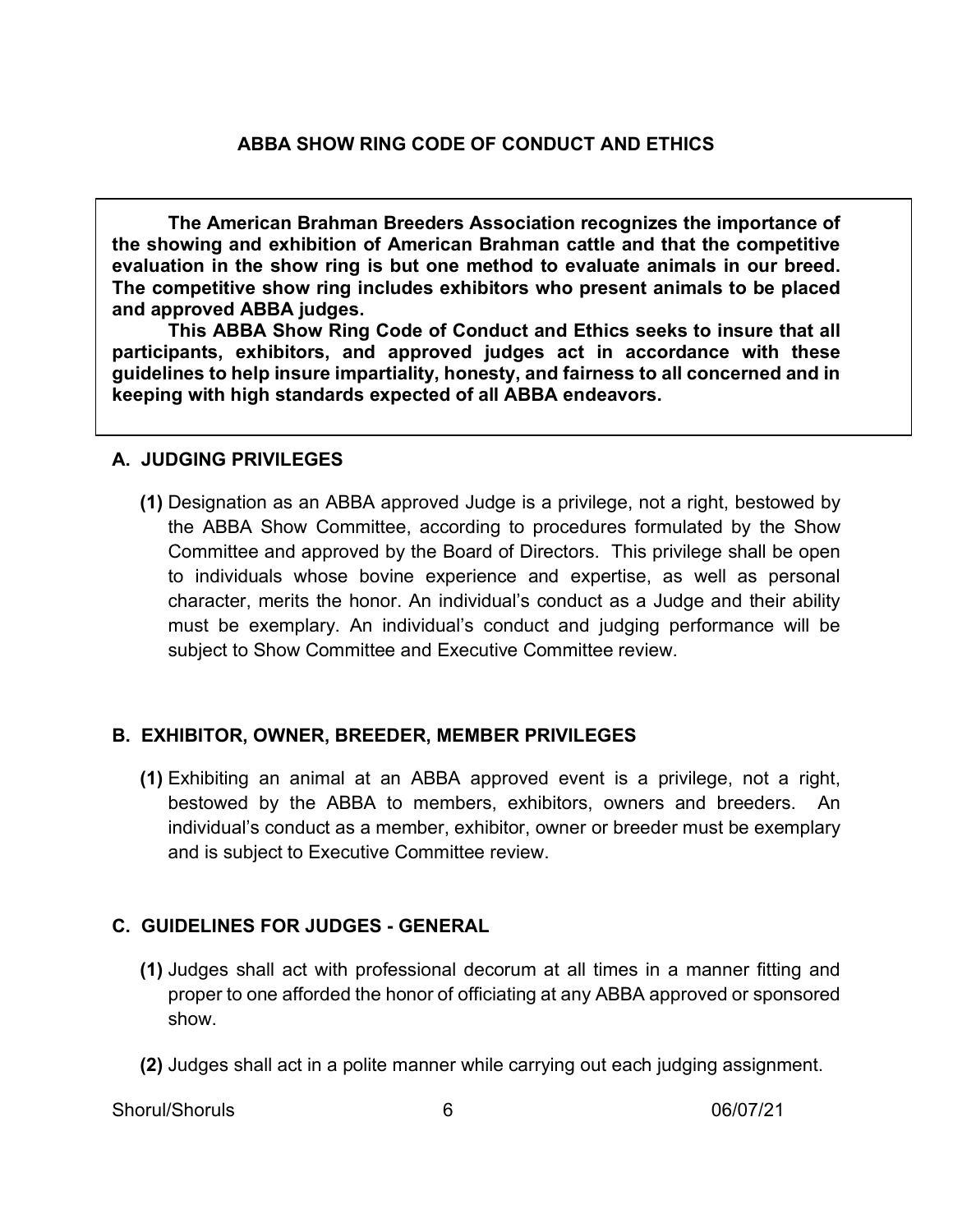# ABBA SHOW RING CODE OF CONDUCT AND ETHICS

**The American Brahman Breeders Association recognizes the importance of the showing and exhibition of American Brahman cattle and that the competitive evaluation in the show ring is but one method to evaluate animals in our breed. The competitive show ring includes exhibitors who present animals to be placed and approved ABBA judges.**

**This ABBA Show Ring Code of Conduct and Ethics seeks to insure that all participants, exhibitors, and approved judges act in accordance with these guidelines to help insure impartiality, honesty, and fairness to all concerned and in keeping with high standards expected of all ABBA endeavors.**

## A. JUDGING PRIVILEGES

**(1)** Designation as an ABBA approved Judge is a privilege, not a right, bestowed by the ABBA Show Committee, according to procedures formulated by the Show Committee and approved by the Board of Directors. This privilege shall be open to individuals whose bovine experience and expertise, as well as personal character, merits the honor. An individual's conduct as a Judge and their ability must be exemplary. An individual's conduct and judging performance will be subject to Show Committee and Executive Committee review.

## B. EXHIBITOR, OWNER, BREEDER, MEMBER PRIVILEGES

**(1)** Exhibiting an animal at an ABBA approved event is a privilege, not a right, bestowed by the ABBA to members, exhibitors, owners and breeders. An individual's conduct as a member, exhibitor, owner or breeder must be exemplary and is subject to Executive Committee review.

## C. GUIDELINES FOR JUDGES - GENERAL

**(1)** Judges shall act with professional decorum at all times in a manner fitting and proper to one afforded the honor of officiating at any ABBA approved or sponsored show.

**(2)** Judges shall act in a polite manner while carrying out each judging assignment.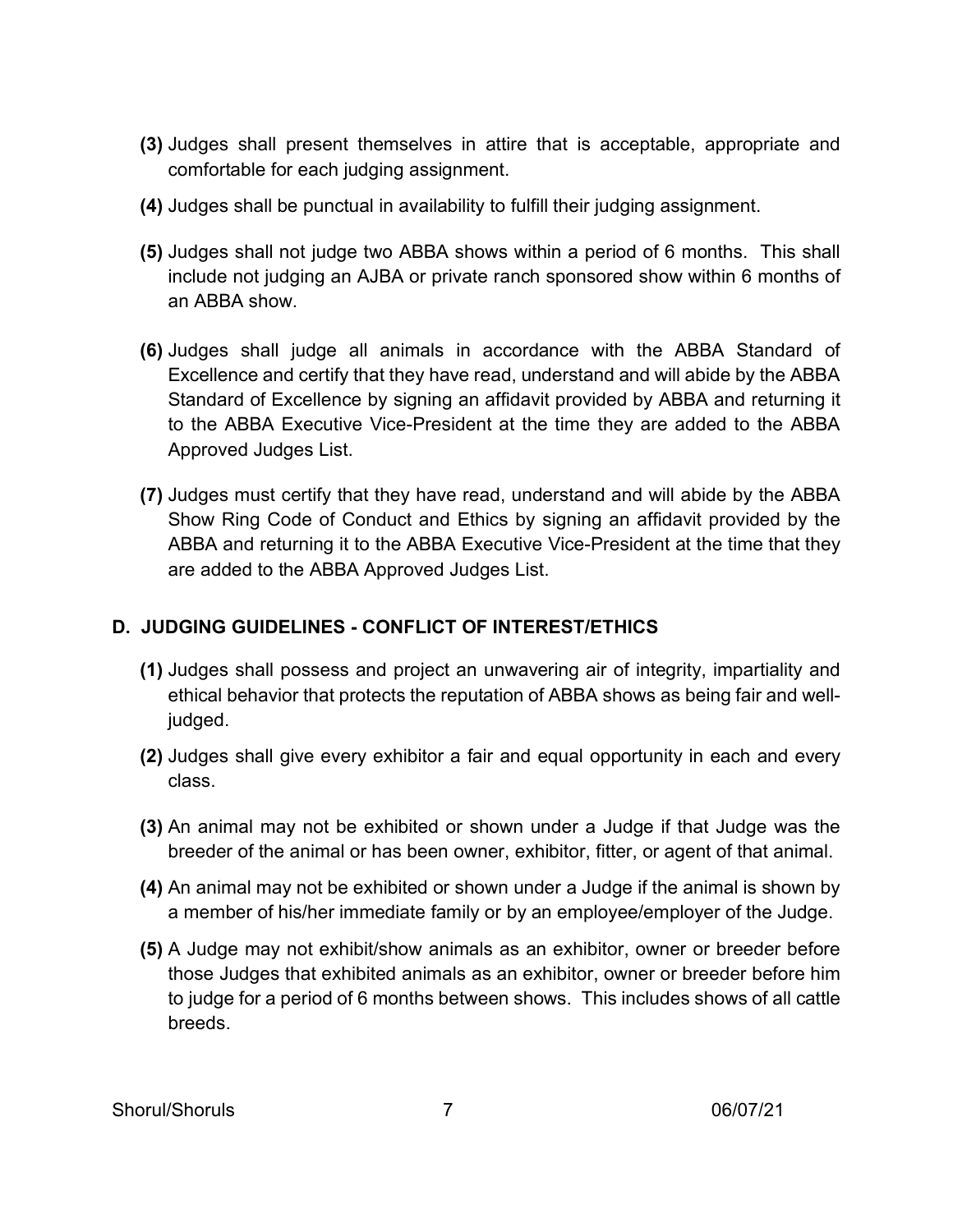**(3)** Judges shall present themselves in attire that is acceptable, appropriate and comfortable for each judging assignment.

**(4)** Judges shall be punctual in availability to fulfill their judging assignment.

**(5)** Judges shall not judge two ABBA shows within a period of 6 months. This shall include not judging an AJBA or private ranch sponsored show within 6 months of an ABBA show.

**(6)** Judges shall judge all animals in accordance with the ABBA Standard of Excellence and certify that they have read, understand and will abide by the ABBA Standard of Excellence by signing an affidavit provided by ABBA and returning it to the ABBA Executive Vice-President at the time they are added to the ABBA Approved Judges List.

**(7)** Judges must certify that they have read, understand and will abide by the ABBA Show Ring Code of Conduct and Ethics by signing an affidavit provided by the ABBA and returning it to the ABBA Executive Vice-President at the time that they are added to the ABBA Approved Judges List.

## D. JUDGING GUIDELINES - CONFLICT OF INTEREST/ETHICS

**(1)** Judges shall possess and project an unwavering air of integrity, impartiality and ethical behavior that protects the reputation of ABBA shows as being fair and well-judged.

**(2)** Judges shall give every exhibitor a fair and equal opportunity in each and every class.

**(3)** An animal may not be exhibited or shown under a Judge if that Judge was the breeder of the animal or has been owner, exhibitor, fitter, or agent of that animal.

**(4)** An animal may not be exhibited or shown under a Judge if the animal is shown by a member of his/her immediate family or by an employee/employer of the Judge.

**(5)** A Judge may not exhibit/show animals as an exhibitor, owner or breeder before those Judges that exhibited animals as an exhibitor, owner or breeder before him to judge for a period of 6 months between shows. This includes shows of all cattle breeds.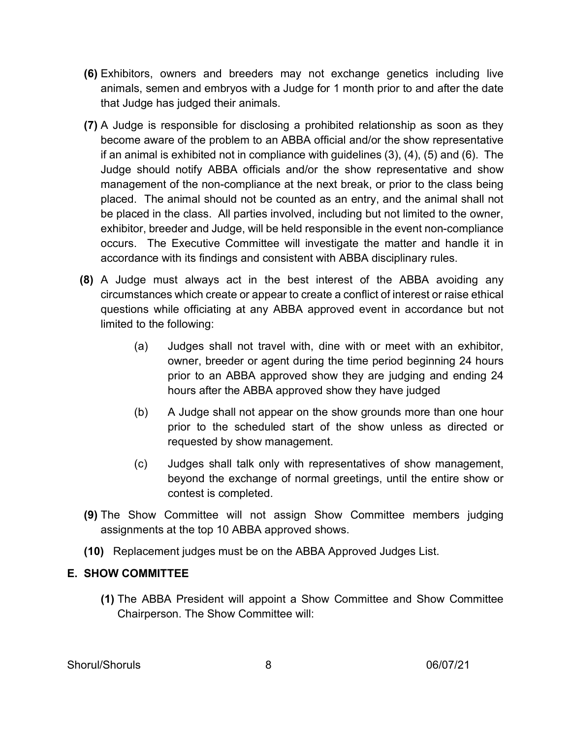**(6)** Exhibitors, owners and breeders may not exchange genetics including live animals, semen and embryos with a Judge for 1 month prior to and after the date that Judge has judged their animals.

**(7)** A Judge is responsible for disclosing a prohibited relationship as soon as they become aware of the problem to an ABBA official and/or the show representative if an animal is exhibited not in compliance with guidelines (3), (4), (5) and (6). The Judge should notify ABBA officials and/or the show representative and show management of the non-compliance at the next break, or prior to the class being placed. The animal should not be counted as an entry, and the animal shall not be placed in the class. All parties involved, including but not limited to the owner, exhibitor, breeder and Judge, will be held responsible in the event non-compliance occurs. The Executive Committee will investigate the matter and handle it in accordance with its findings and consistent with ABBA disciplinary rules.

**(8)** A Judge must always act in the best interest of the ABBA avoiding any circumstances which create or appear to create a conflict of interest or raise ethical questions while officiating at any ABBA approved event in accordance but not limited to the following:

> (a) Judges shall not travel with, dine with or meet with an exhibitor, owner, breeder or agent during the time period beginning 24 hours prior to an ABBA approved show they are judging and ending 24 hours after the ABBA approved show they have judged
>
> (b) A Judge shall not appear on the show grounds more than one hour prior to the scheduled start of the show unless as directed or requested by show management.
>
> (c) Judges shall talk only with representatives of show management, beyond the exchange of normal greetings, until the entire show or contest is completed.

**(9)** The Show Committee will not assign Show Committee members judging assignments at the top 10 ABBA approved shows.

**(10)** Replacement judges must be on the ABBA Approved Judges List.

## E. SHOW COMMITTEE

**(1)** The ABBA President will appoint a Show Committee and Show Committee Chairperson. The Show Committee will: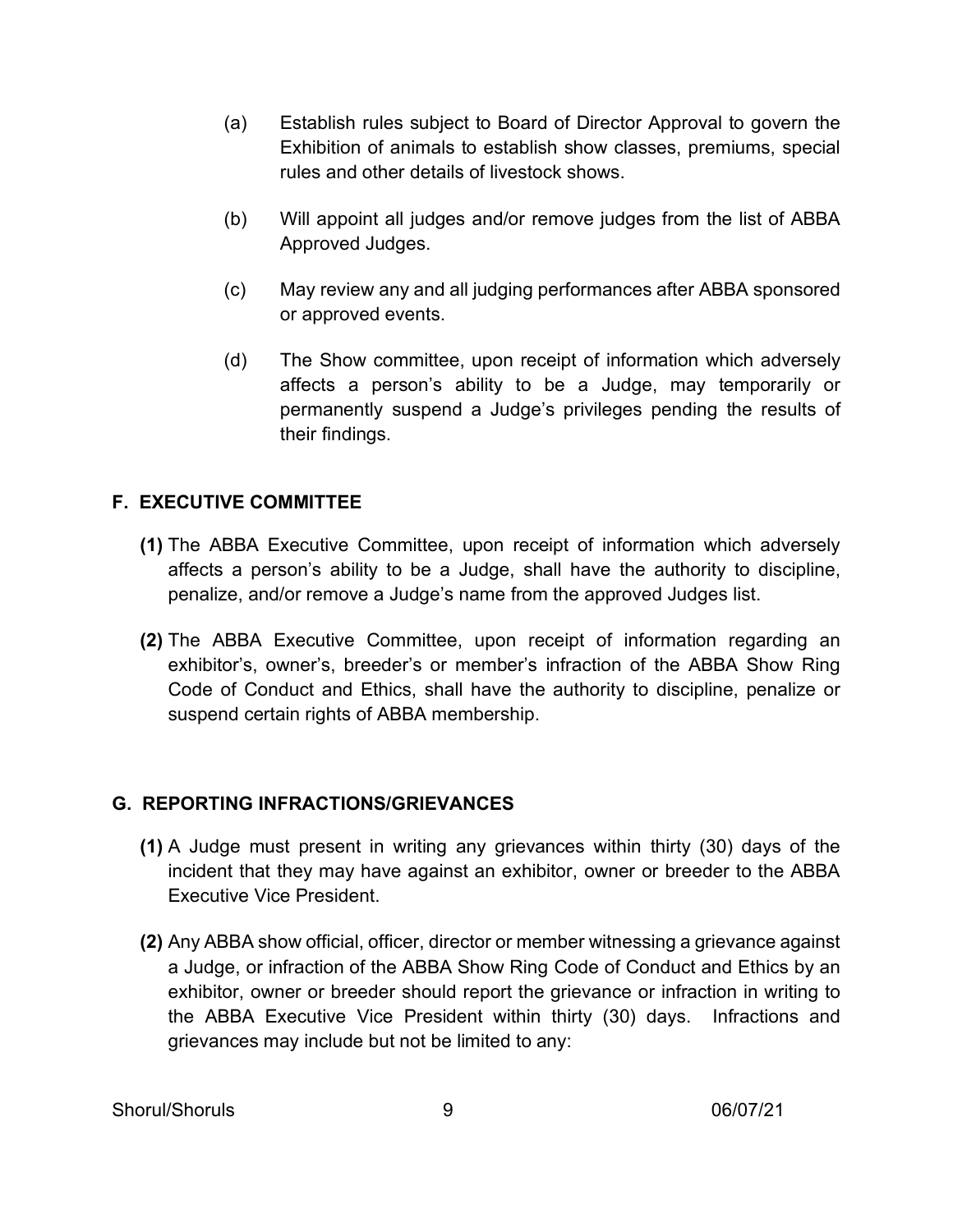(a) Establish rules subject to Board of Director Approval to govern the Exhibition of animals to establish show classes, premiums, special rules and other details of livestock shows.

(b) Will appoint all judges and/or remove judges from the list of ABBA Approved Judges.

(c) May review any and all judging performances after ABBA sponsored or approved events.

(d) The Show committee, upon receipt of information which adversely affects a person's ability to be a Judge, may temporarily or permanently suspend a Judge's privileges pending the results of their findings.

## F. EXECUTIVE COMMITTEE

**(1)** The ABBA Executive Committee, upon receipt of information which adversely affects a person's ability to be a Judge, shall have the authority to discipline, penalize, and/or remove a Judge's name from the approved Judges list.

**(2)** The ABBA Executive Committee, upon receipt of information regarding an exhibitor's, owner's, breeder's or member's infraction of the ABBA Show Ring Code of Conduct and Ethics, shall have the authority to discipline, penalize or suspend certain rights of ABBA membership.

## G. REPORTING INFRACTIONS/GRIEVANCES

**(1)** A Judge must present in writing any grievances within thirty (30) days of the incident that they may have against an exhibitor, owner or breeder to the ABBA Executive Vice President.

**(2)** Any ABBA show official, officer, director or member witnessing a grievance against a Judge, or infraction of the ABBA Show Ring Code of Conduct and Ethics by an exhibitor, owner or breeder should report the grievance or infraction in writing to the ABBA Executive Vice President within thirty (30) days. Infractions and grievances may include but not be limited to any: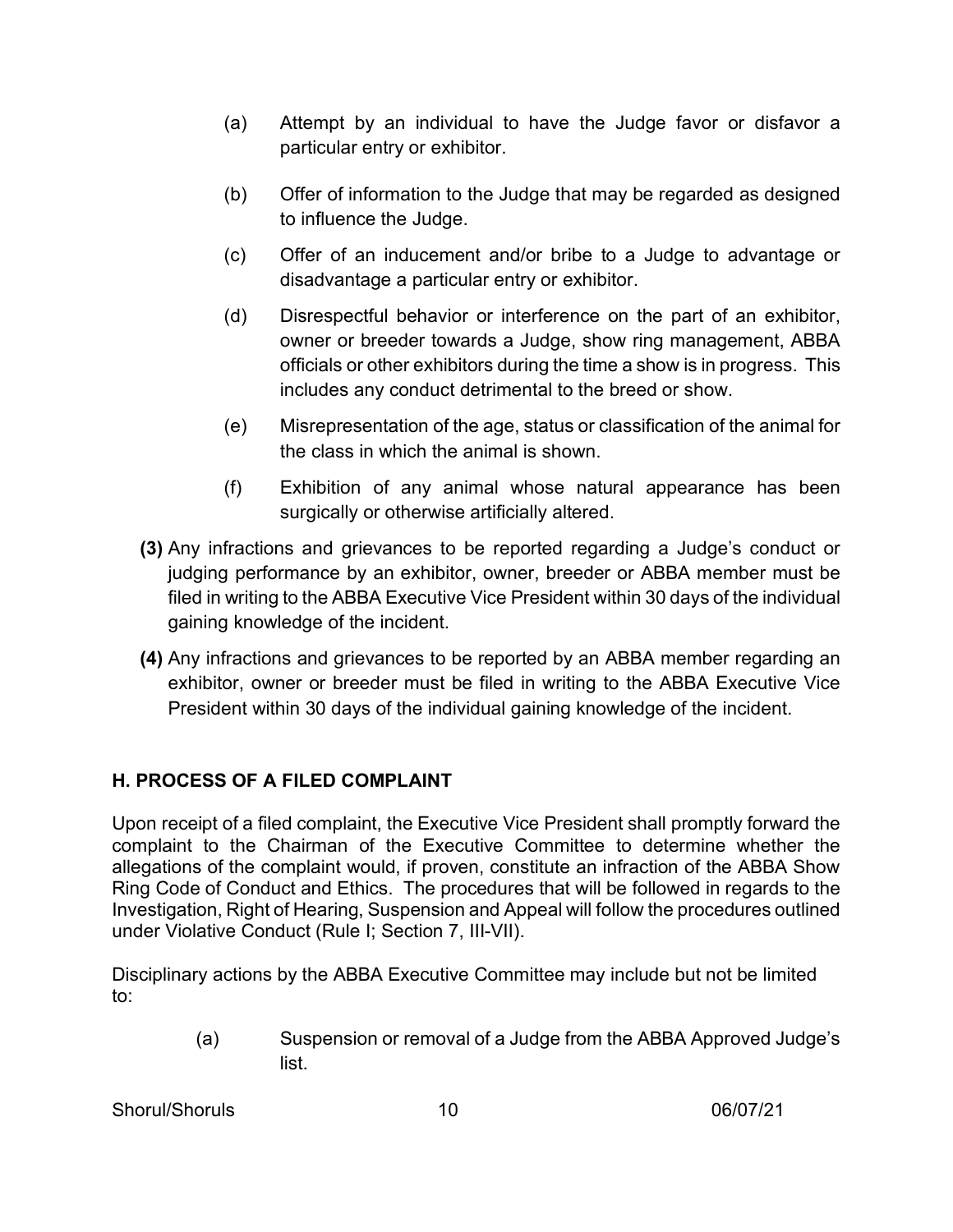(a) Attempt by an individual to have the Judge favor or disfavor a particular entry or exhibitor.

(b) Offer of information to the Judge that may be regarded as designed to influence the Judge.

(c) Offer of an inducement and/or bribe to a Judge to advantage or disadvantage a particular entry or exhibitor.

(d) Disrespectful behavior or interference on the part of an exhibitor, owner or breeder towards a Judge, show ring management, ABBA officials or other exhibitors during the time a show is in progress. This includes any conduct detrimental to the breed or show.

(e) Misrepresentation of the age, status or classification of the animal for the class in which the animal is shown.

(f) Exhibition of any animal whose natural appearance has been surgically or otherwise artificially altered.

**(3)** Any infractions and grievances to be reported regarding a Judge's conduct or judging performance by an exhibitor, owner, breeder or ABBA member must be filed in writing to the ABBA Executive Vice President within 30 days of the individual gaining knowledge of the incident.

**(4)** Any infractions and grievances to be reported by an ABBA member regarding an exhibitor, owner or breeder must be filed in writing to the ABBA Executive Vice President within 30 days of the individual gaining knowledge of the incident.

## H. PROCESS OF A FILED COMPLAINT

Upon receipt of a filed complaint, the Executive Vice President shall promptly forward the complaint to the Chairman of the Executive Committee to determine whether the allegations of the complaint would, if proven, constitute an infraction of the ABBA Show Ring Code of Conduct and Ethics. The procedures that will be followed in regards to the Investigation, Right of Hearing, Suspension and Appeal will follow the procedures outlined under Violative Conduct (Rule I; Section 7, III-VII).

Disciplinary actions by the ABBA Executive Committee may include but not be limited to:

(a) Suspension or removal of a Judge from the ABBA Approved Judge's list.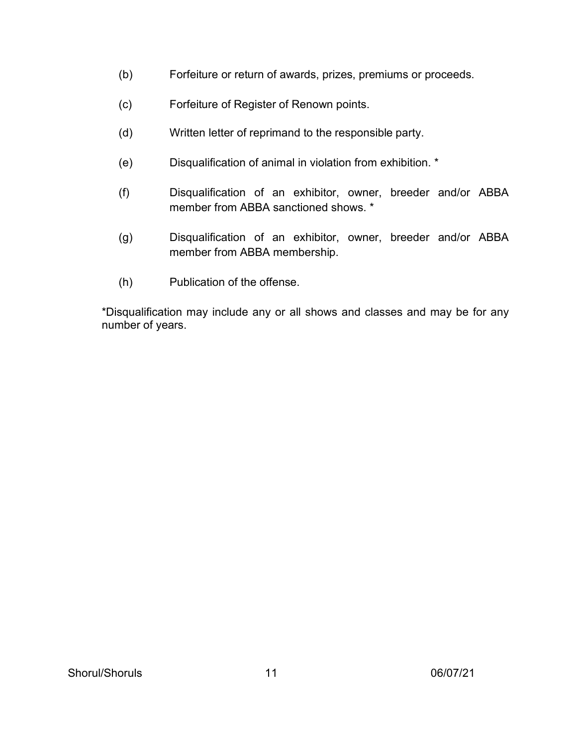(b) Forfeiture or return of awards, prizes, premiums or proceeds.

(c) Forfeiture of Register of Renown points.

(d) Written letter of reprimand to the responsible party.

(e) Disqualification of animal in violation from exhibition. *

(f) Disqualification of an exhibitor, owner, breeder and/or ABBA member from ABBA sanctioned shows. *

(g) Disqualification of an exhibitor, owner, breeder and/or ABBA member from ABBA membership.

(h) Publication of the offense.

*Disqualification may include any or all shows and classes and may be for any number of years.